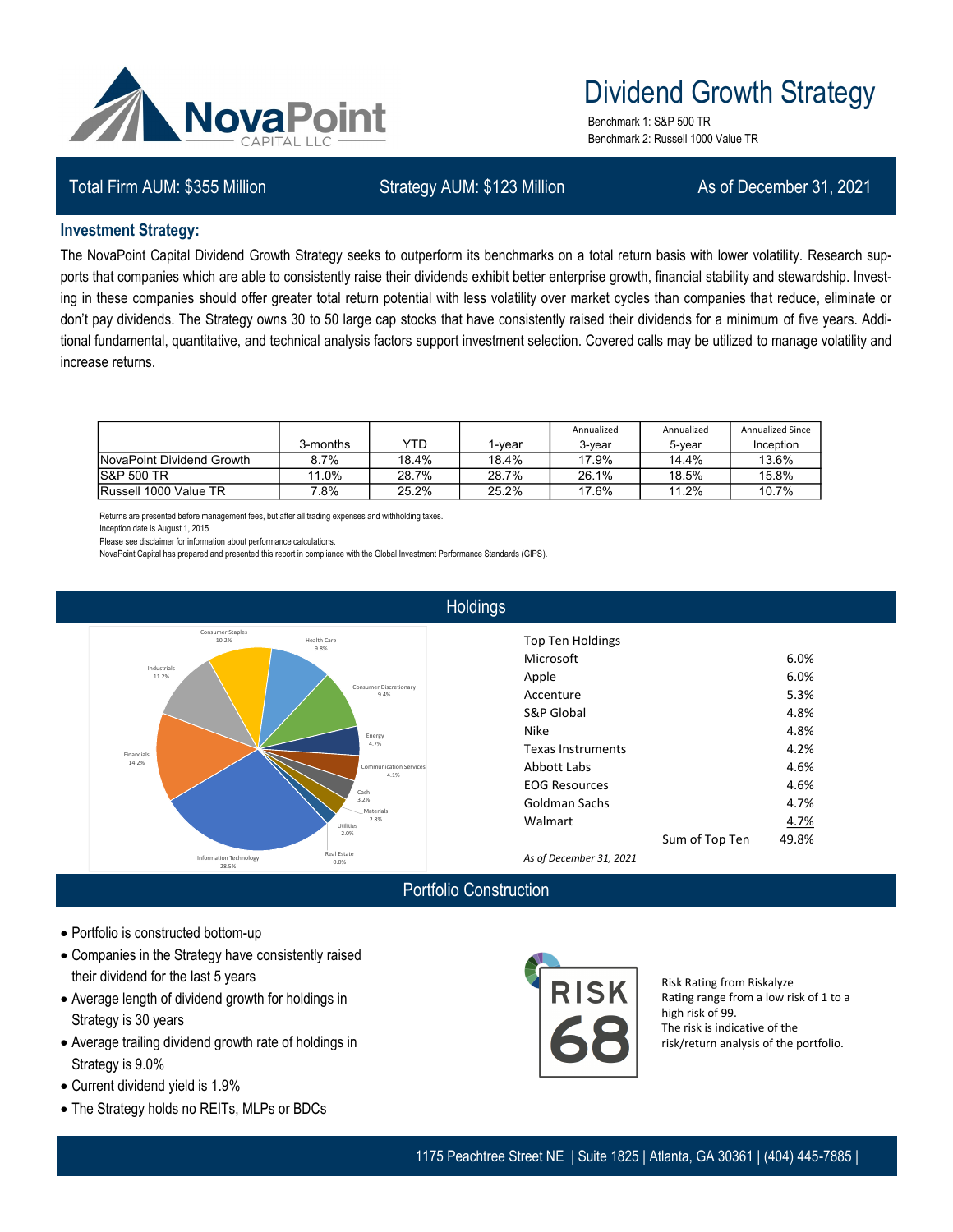# NovaPoint CAPITAL LLC

# Dividend Growth Strategy

Benchmark 1: S&P 500 TR
Benchmark 2: Russell 1000 Value TR

Total Firm AUM: $355 Million | Strategy AUM: $123 Million | As of December 31, 2021

### Investment Strategy:

The NovaPoint Capital Dividend Growth Strategy seeks to outperform its benchmarks on a total return basis with lower volatility. Research supports that companies which are able to consistently raise their dividends exhibit better enterprise growth, financial stability and stewardship. Investing in these companies should offer greater total return potential with less volatility over market cycles than companies that reduce, eliminate or don't pay dividends. The Strategy owns 30 to 50 large cap stocks that have consistently raised their dividends for a minimum of five years. Additional fundamental, quantitative, and technical analysis factors support investment selection. Covered calls may be utilized to manage volatility and increase returns.

| | 3-months | YTD | 1-year | Annualized 3-year | Annualized 5-year | Annualized Since Inception |
|---|---|---|---|---|---|---|
| NovaPoint Dividend Growth | 8.7% | 18.4% | 18.4% | 17.9% | 14.4% | 13.6% |
| S&P 500 TR | 11.0% | 28.7% | 28.7% | 26.1% | 18.5% | 15.8% |
| Russell 1000 Value TR | 7.8% | 25.2% | 25.2% | 17.6% | 11.2% | 10.7% |

Returns are presented before management fees, but after all trading expenses and withholding taxes.
Inception date is August 1, 2015
Please see disclaimer for information about performance calculations.
NovaPoint Capital has prepared and presented this report in compliance with the Global Investment Performance Standards (GIPS).

## Holdings

Consumer Staples 10.2%
Health Care 9.8%
Consumer Discretionary 9.4%
Energy 4.7%
Communication Services 4.1%
Cash 3.2%
Materials 2.8%
Utilities 2.0%
Real Estate 0.0%
Information Technology 28.5%
Financials 14.2%
Industrials 11.2%

| Top Ten Holdings | | |
|---|---|---|
| Microsoft | | 6.0% |
| Apple | | 6.0% |
| Accenture | | 5.3% |
| S&P Global | | 4.8% |
| Nike | | 4.8% |
| Texas Instruments | | 4.2% |
| Abbott Labs | | 4.6% |
| EOG Resources | | 4.6% |
| Goldman Sachs | | 4.7% |
| Walmart | | 4.7% |
| | Sum of Top Ten | 49.8% |

*As of December 31, 2021*

## Portfolio Construction

- Portfolio is constructed bottom-up
- Companies in the Strategy have consistently raised their dividend for the last 5 years
- Average length of dividend growth for holdings in Strategy is 30 years
- Average trailing dividend growth rate of holdings in Strategy is 9.0%
- Current dividend yield is 1.9%
- The Strategy holds no REITs, MLPs or BDCs

RISK 68

Risk Rating from Riskalyze
Rating range from a low risk of 1 to a high risk of 99.
The risk is indicative of the risk/return analysis of the portfolio.

1175 Peachtree Street NE | Suite 1825 | Atlanta, GA 30361 | (404) 445-7885 |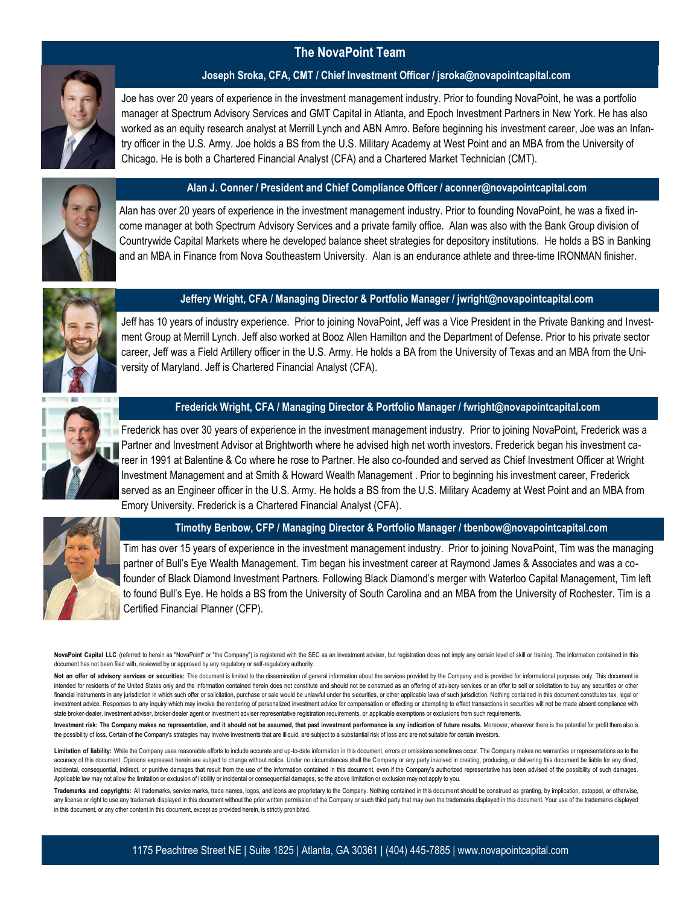## The NovaPoint Team

### Joseph Sroka, CFA, CMT / Chief Investment Officer / jsroka@novapointcapital.com

Joe has over 20 years of experience in the investment management industry. Prior to founding NovaPoint, he was a portfolio manager at Spectrum Advisory Services and GMT Capital in Atlanta, and Epoch Investment Partners in New York. He has also worked as an equity research analyst at Merrill Lynch and ABN Amro. Before beginning his investment career, Joe was an Infantry officer in the U.S. Army. Joe holds a BS from the U.S. Military Academy at West Point and an MBA from the University of Chicago. He is both a Chartered Financial Analyst (CFA) and a Chartered Market Technician (CMT).

### Alan J. Conner / President and Chief Compliance Officer / aconner@novapointcapital.com

Alan has over 20 years of experience in the investment management industry. Prior to founding NovaPoint, he was a fixed income manager at both Spectrum Advisory Services and a private family office. Alan was also with the Bank Group division of Countrywide Capital Markets where he developed balance sheet strategies for depository institutions. He holds a BS in Banking and an MBA in Finance from Nova Southeastern University. Alan is an endurance athlete and three-time IRONMAN finisher.

### Jeffery Wright, CFA / Managing Director & Portfolio Manager / jwright@novapointcapital.com

Jeff has 10 years of industry experience. Prior to joining NovaPoint, Jeff was a Vice President in the Private Banking and Investment Group at Merrill Lynch. Jeff also worked at Booz Allen Hamilton and the Department of Defense. Prior to his private sector career, Jeff was a Field Artillery officer in the U.S. Army. He holds a BA from the University of Texas and an MBA from the University of Maryland. Jeff is Chartered Financial Analyst (CFA).

### Frederick Wright, CFA / Managing Director & Portfolio Manager / fwright@novapointcapital.com

Frederick has over 30 years of experience in the investment management industry. Prior to joining NovaPoint, Frederick was a Partner and Investment Advisor at Brightworth where he advised high net worth investors. Frederick began his investment career in 1991 at Balentine & Co where he rose to Partner. He also co-founded and served as Chief Investment Officer at Wright Investment Management and at Smith & Howard Wealth Management . Prior to beginning his investment career, Frederick served as an Engineer officer in the U.S. Army. He holds a BS from the U.S. Military Academy at West Point and an MBA from Emory University. Frederick is a Chartered Financial Analyst (CFA).

### Timothy Benbow, CFP / Managing Director & Portfolio Manager / tbenbow@novapointcapital.com

Tim has over 15 years of experience in the investment management industry. Prior to joining NovaPoint, Tim was the managing partner of Bull's Eye Wealth Management. Tim began his investment career at Raymond James & Associates and was a co-founder of Black Diamond Investment Partners. Following Black Diamond's merger with Waterloo Capital Management, Tim left to found Bull's Eye. He holds a BS from the University of South Carolina and an MBA from the University of Rochester. Tim is a Certified Financial Planner (CFP).

**NovaPoint Capital LLC** (referred to herein as "NovaPoint" or "the Company") is registered with the SEC as an investment adviser, but registration does not imply any certain level of skill or training. The information contained in this document has not been filed with, reviewed by or approved by any regulatory or self-regulatory authority.

**Not an offer of advisory services or securities:** This document is limited to the dissemination of general information about the services provided by the Company and is provided for informational purposes only. This document is intended for residents of the United States only and the information contained herein does not constitute and should not be construed as an offering of advisory services or an offer to sell or solicitation to buy any securities or other financial instruments in any jurisdiction in which such offer or solicitation, purchase or sale would be unlawful under the securities, or other applicable laws of such jurisdiction. Nothing contained in this document constitutes tax, legal or investment advice. Responses to any inquiry which may involve the rendering of personalized investment advice for compensation or effecting or attempting to effect transactions in securities will not be made absent compliance with state broker-dealer, investment adviser, broker-dealer agent or investment adviser representative registration requirements, or applicable exemptions or exclusions from such requirements.

**Investment risk: The Company makes no representation, and it should not be assumed, that past investment performance is any indication of future results.** Moreover, wherever there is the potential for profit there also is the possibility of loss. Certain of the Company's strategies may involve investments that are illiquid, are subject to a substantial risk of loss and are not suitable for certain investors.

**Limitation of liability:** While the Company uses reasonable efforts to include accurate and up-to-date information in this document, errors or omissions sometimes occur. The Company makes no warranties or representations as to the accuracy of this document. Opinions expressed herein are subject to change without notice. Under no circumstances shall the Company or any party involved in creating, producing, or delivering this document be liable for any direct, incidental, consequential, indirect, or punitive damages that result from the use of the information contained in this document, even if the Company's authorized representative has been advised of the possibility of such damages. Applicable law may not allow the limitation or exclusion of liability or incidental or consequential damages, so the above limitation or exclusion may not apply to you.

**Trademarks and copyrights:** All trademarks, service marks, trade names, logos, and icons are proprietary to the Company. Nothing contained in this document should be construed as granting, by implication, estoppel, or otherwise, any license or right to use any trademark displayed in this document without the prior written permission of the Company or such third party that may own the trademarks displayed in this document. Your use of the trademarks displayed in this document, or any other content in this document, except as provided herein, is strictly prohibited.

1175 Peachtree Street NE | Suite 1825 | Atlanta, GA 30361 | (404) 445-7885 | www.novapointcapital.com